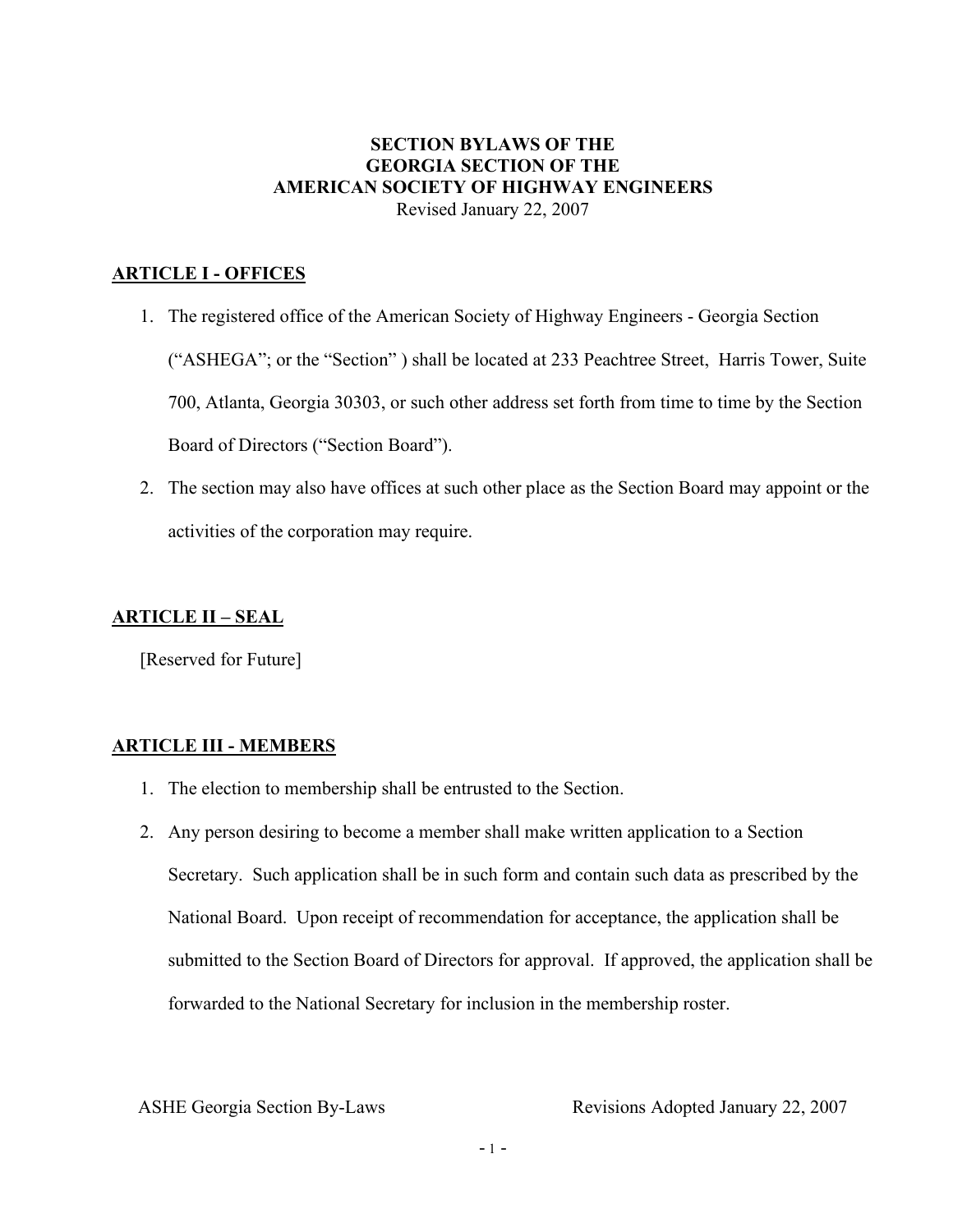# SECTION BYLAWS OF THE GEORGIA SECTION OF THE AMERICAN SOCIETY OF HIGHWAY ENGINEERS

Revised January 22, 2007

## ARTICLE I - OFFICES

1. The registered office of the American Society of Highway Engineers - Georgia Section ("ASHEGA"; or the "Section" ) shall be located at 233 Peachtree Street, Harris Tower, Suite 700, Atlanta, Georgia 30303, or such other address set forth from time to time by the Section Board of Directors ("Section Board").
2. The section may also have offices at such other place as the Section Board may appoint or the activities of the corporation may require.

## ARTICLE II – SEAL

[Reserved for Future]

## ARTICLE III - MEMBERS

1. The election to membership shall be entrusted to the Section.
2. Any person desiring to become a member shall make written application to a Section Secretary. Such application shall be in such form and contain such data as prescribed by the National Board. Upon receipt of recommendation for acceptance, the application shall be submitted to the Section Board of Directors for approval. If approved, the application shall be forwarded to the National Secretary for inclusion in the membership roster.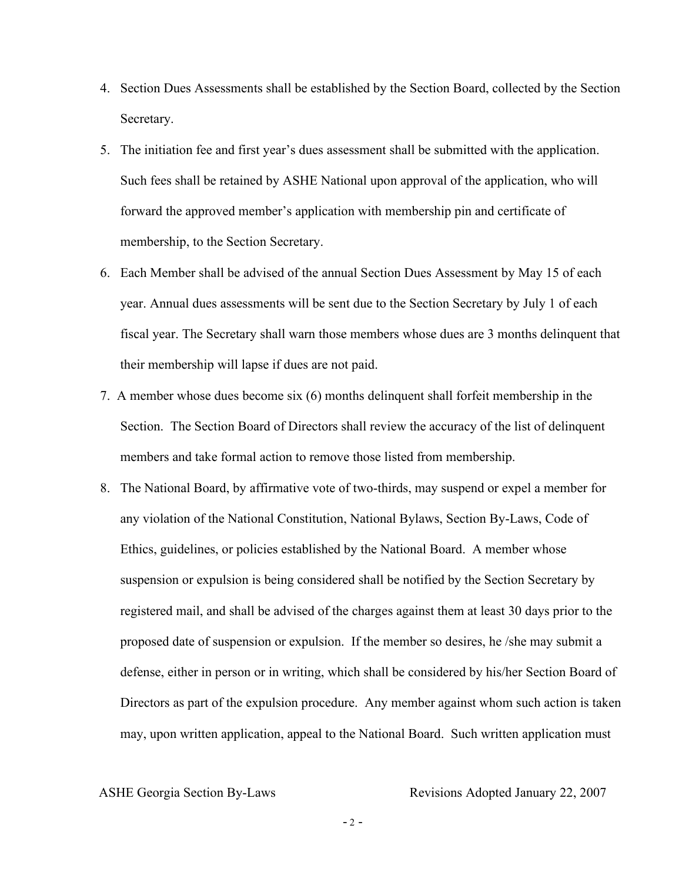4. Section Dues Assessments shall be established by the Section Board, collected by the Section Secretary.
5. The initiation fee and first year's dues assessment shall be submitted with the application. Such fees shall be retained by ASHE National upon approval of the application, who will forward the approved member's application with membership pin and certificate of membership, to the Section Secretary.
6. Each Member shall be advised of the annual Section Dues Assessment by May 15 of each year. Annual dues assessments will be sent due to the Section Secretary by July 1 of each fiscal year. The Secretary shall warn those members whose dues are 3 months delinquent that their membership will lapse if dues are not paid.
7. A member whose dues become six (6) months delinquent shall forfeit membership in the Section. The Section Board of Directors shall review the accuracy of the list of delinquent members and take formal action to remove those listed from membership.
8. The National Board, by affirmative vote of two-thirds, may suspend or expel a member for any violation of the National Constitution, National Bylaws, Section By-Laws, Code of Ethics, guidelines, or policies established by the National Board. A member whose suspension or expulsion is being considered shall be notified by the Section Secretary by registered mail, and shall be advised of the charges against them at least 30 days prior to the proposed date of suspension or expulsion. If the member so desires, he /she may submit a defense, either in person or in writing, which shall be considered by his/her Section Board of Directors as part of the expulsion procedure. Any member against whom such action is taken may, upon written application, appeal to the National Board. Such written application must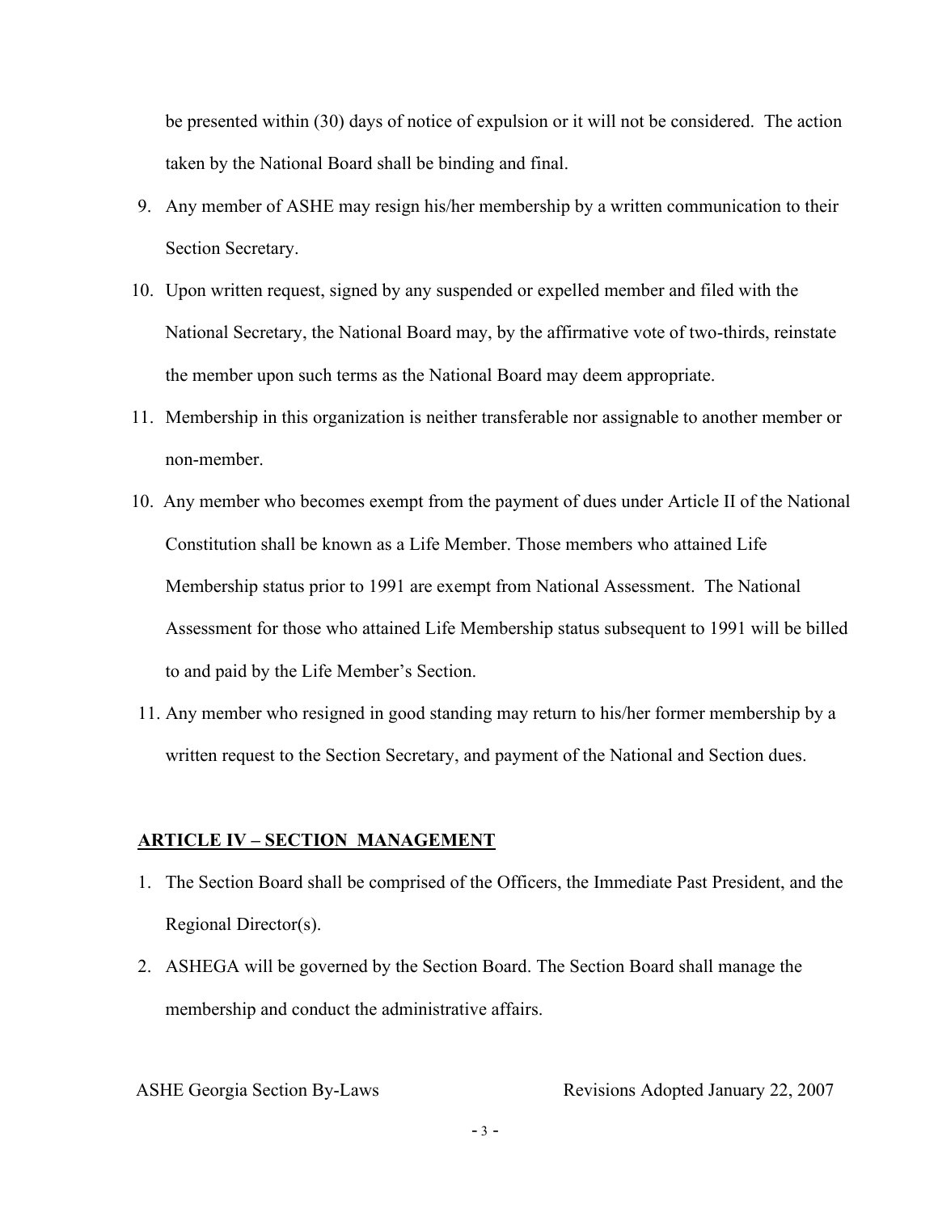be presented within (30) days of notice of expulsion or it will not be considered. The action taken by the National Board shall be binding and final.

9. Any member of ASHE may resign his/her membership by a written communication to their Section Secretary.

10. Upon written request, signed by any suspended or expelled member and filed with the National Secretary, the National Board may, by the affirmative vote of two-thirds, reinstate the member upon such terms as the National Board may deem appropriate.

11. Membership in this organization is neither transferable nor assignable to another member or non-member.

10\. Any member who becomes exempt from the payment of dues under Article II of the National Constitution shall be known as a Life Member. Those members who attained Life Membership status prior to 1991 are exempt from National Assessment. The National Assessment for those who attained Life Membership status subsequent to 1991 will be billed to and paid by the Life Member's Section.

11\. Any member who resigned in good standing may return to his/her former membership by a written request to the Section Secretary, and payment of the National and Section dues.

## ARTICLE IV – SECTION MANAGEMENT

1. The Section Board shall be comprised of the Officers, the Immediate Past President, and the Regional Director(s).
2. ASHEGA will be governed by the Section Board. The Section Board shall manage the membership and conduct the administrative affairs.

ASHE Georgia Section By-Laws Revisions Adopted January 22, 2007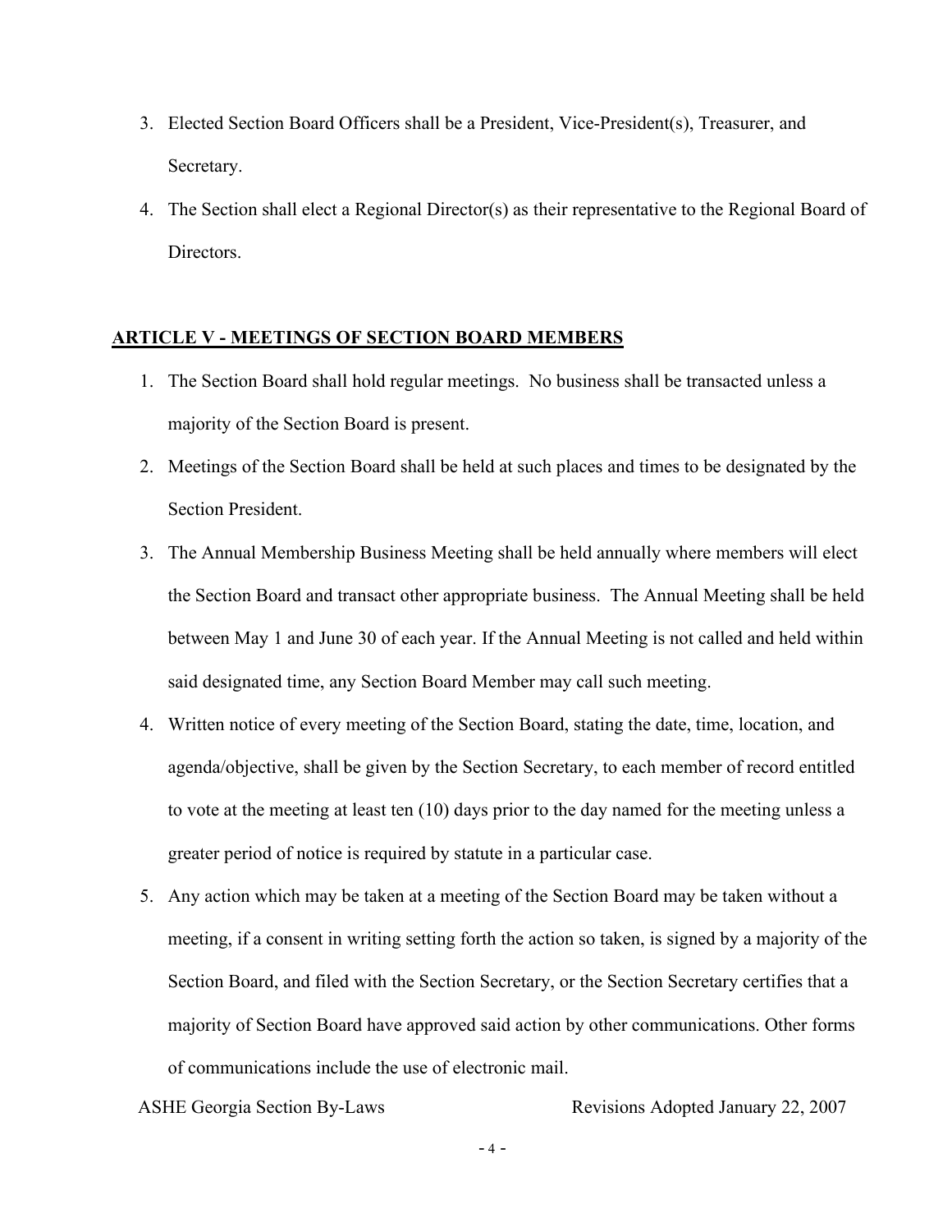3. Elected Section Board Officers shall be a President, Vice-President(s), Treasurer, and Secretary.
4. The Section shall elect a Regional Director(s) as their representative to the Regional Board of Directors.

## ARTICLE V - MEETINGS OF SECTION BOARD MEMBERS

1. The Section Board shall hold regular meetings. No business shall be transacted unless a majority of the Section Board is present.
2. Meetings of the Section Board shall be held at such places and times to be designated by the Section President.
3. The Annual Membership Business Meeting shall be held annually where members will elect the Section Board and transact other appropriate business. The Annual Meeting shall be held between May 1 and June 30 of each year. If the Annual Meeting is not called and held within said designated time, any Section Board Member may call such meeting.
4. Written notice of every meeting of the Section Board, stating the date, time, location, and agenda/objective, shall be given by the Section Secretary, to each member of record entitled to vote at the meeting at least ten (10) days prior to the day named for the meeting unless a greater period of notice is required by statute in a particular case.
5. Any action which may be taken at a meeting of the Section Board may be taken without a meeting, if a consent in writing setting forth the action so taken, is signed by a majority of the Section Board, and filed with the Section Secretary, or the Section Secretary certifies that a majority of Section Board have approved said action by other communications. Other forms of communications include the use of electronic mail.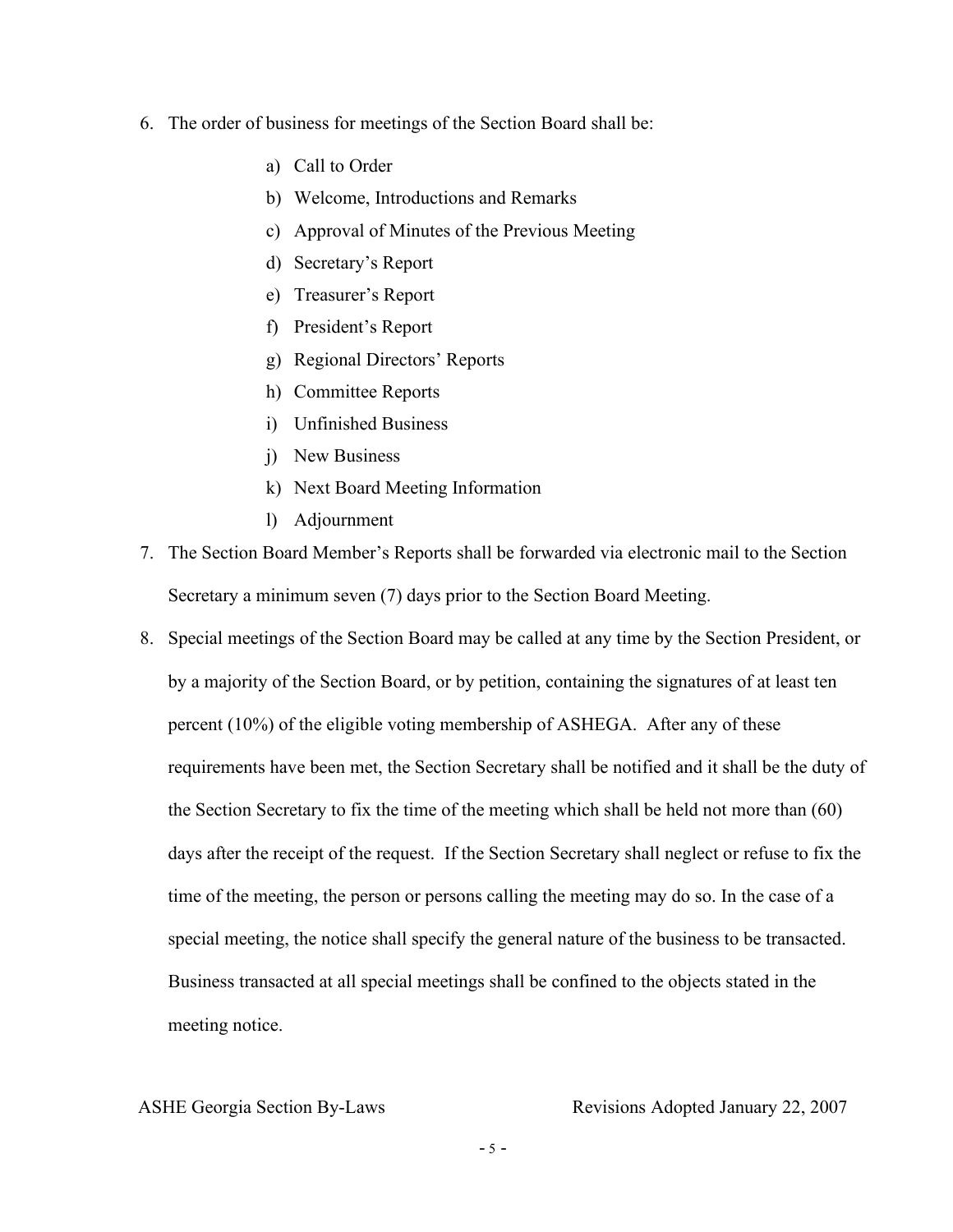6. The order of business for meetings of the Section Board shall be:

    a) Call to Order
    b) Welcome, Introductions and Remarks
    c) Approval of Minutes of the Previous Meeting
    d) Secretary's Report
    e) Treasurer's Report
    f) President's Report
    g) Regional Directors' Reports
    h) Committee Reports
    i) Unfinished Business
    j) New Business
    k) Next Board Meeting Information
    l) Adjournment

7. The Section Board Member's Reports shall be forwarded via electronic mail to the Section Secretary a minimum seven (7) days prior to the Section Board Meeting.

8. Special meetings of the Section Board may be called at any time by the Section President, or by a majority of the Section Board, or by petition, containing the signatures of at least ten percent (10%) of the eligible voting membership of ASHEGA. After any of these requirements have been met, the Section Secretary shall be notified and it shall be the duty of the Section Secretary to fix the time of the meeting which shall be held not more than (60) days after the receipt of the request. If the Section Secretary shall neglect or refuse to fix the time of the meeting, the person or persons calling the meeting may do so. In the case of a special meeting, the notice shall specify the general nature of the business to be transacted. Business transacted at all special meetings shall be confined to the objects stated in the meeting notice.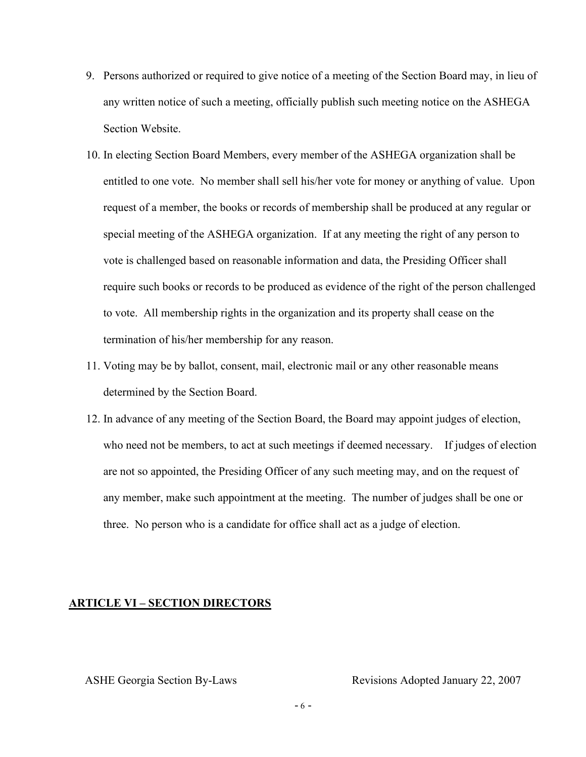9. Persons authorized or required to give notice of a meeting of the Section Board may, in lieu of any written notice of such a meeting, officially publish such meeting notice on the ASHEGA Section Website.
10. In electing Section Board Members, every member of the ASHEGA organization shall be entitled to one vote. No member shall sell his/her vote for money or anything of value. Upon request of a member, the books or records of membership shall be produced at any regular or special meeting of the ASHEGA organization. If at any meeting the right of any person to vote is challenged based on reasonable information and data, the Presiding Officer shall require such books or records to be produced as evidence of the right of the person challenged to vote. All membership rights in the organization and its property shall cease on the termination of his/her membership for any reason.
11. Voting may be by ballot, consent, mail, electronic mail or any other reasonable means determined by the Section Board.
12. In advance of any meeting of the Section Board, the Board may appoint judges of election, who need not be members, to act at such meetings if deemed necessary. If judges of election are not so appointed, the Presiding Officer of any such meeting may, and on the request of any member, make such appointment at the meeting. The number of judges shall be one or three. No person who is a candidate for office shall act as a judge of election.

## ARTICLE VI – SECTION DIRECTORS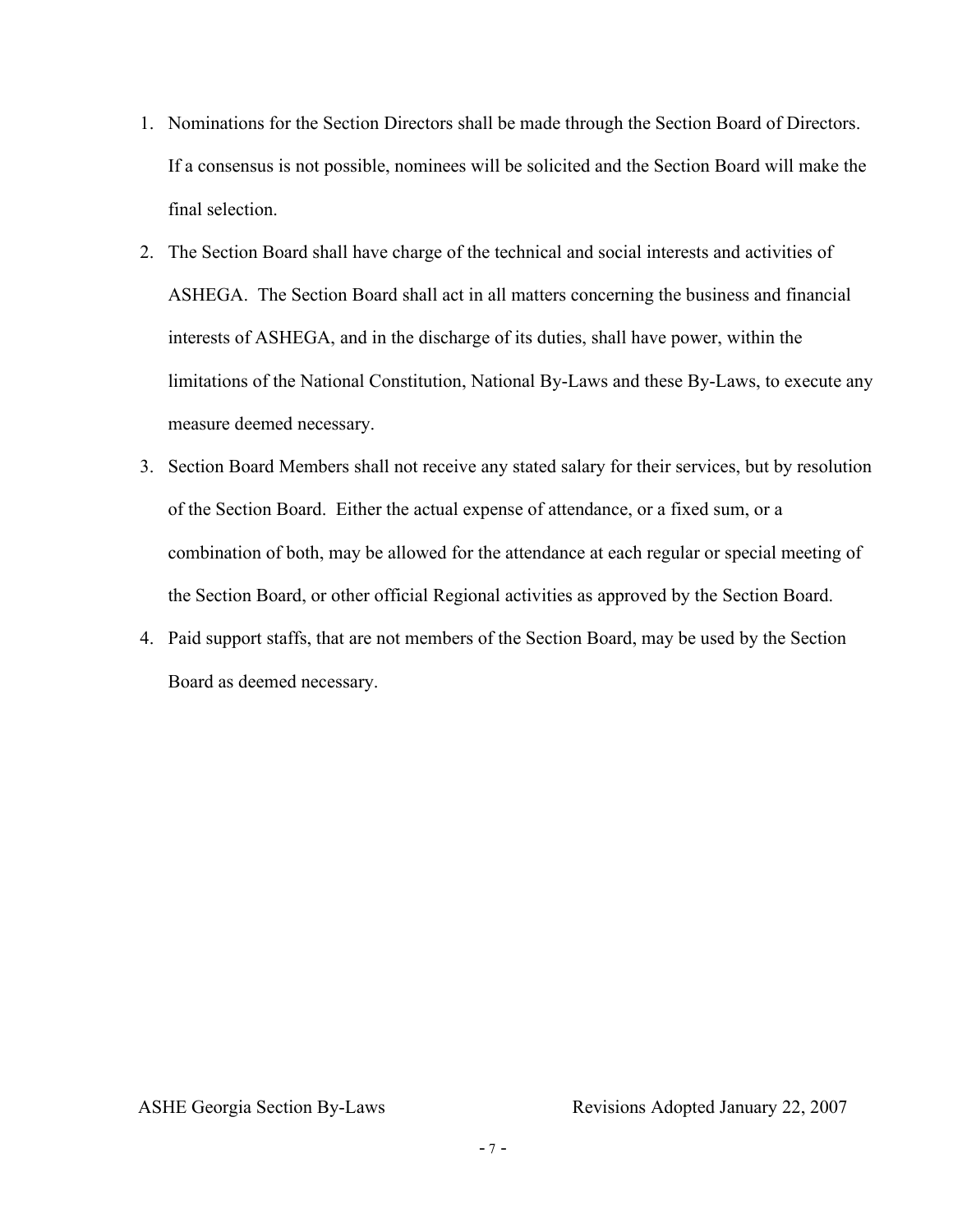1. Nominations for the Section Directors shall be made through the Section Board of Directors. If a consensus is not possible, nominees will be solicited and the Section Board will make the final selection.
2. The Section Board shall have charge of the technical and social interests and activities of ASHEGA. The Section Board shall act in all matters concerning the business and financial interests of ASHEGA, and in the discharge of its duties, shall have power, within the limitations of the National Constitution, National By-Laws and these By-Laws, to execute any measure deemed necessary.
3. Section Board Members shall not receive any stated salary for their services, but by resolution of the Section Board. Either the actual expense of attendance, or a fixed sum, or a combination of both, may be allowed for the attendance at each regular or special meeting of the Section Board, or other official Regional activities as approved by the Section Board.
4. Paid support staffs, that are not members of the Section Board, may be used by the Section Board as deemed necessary.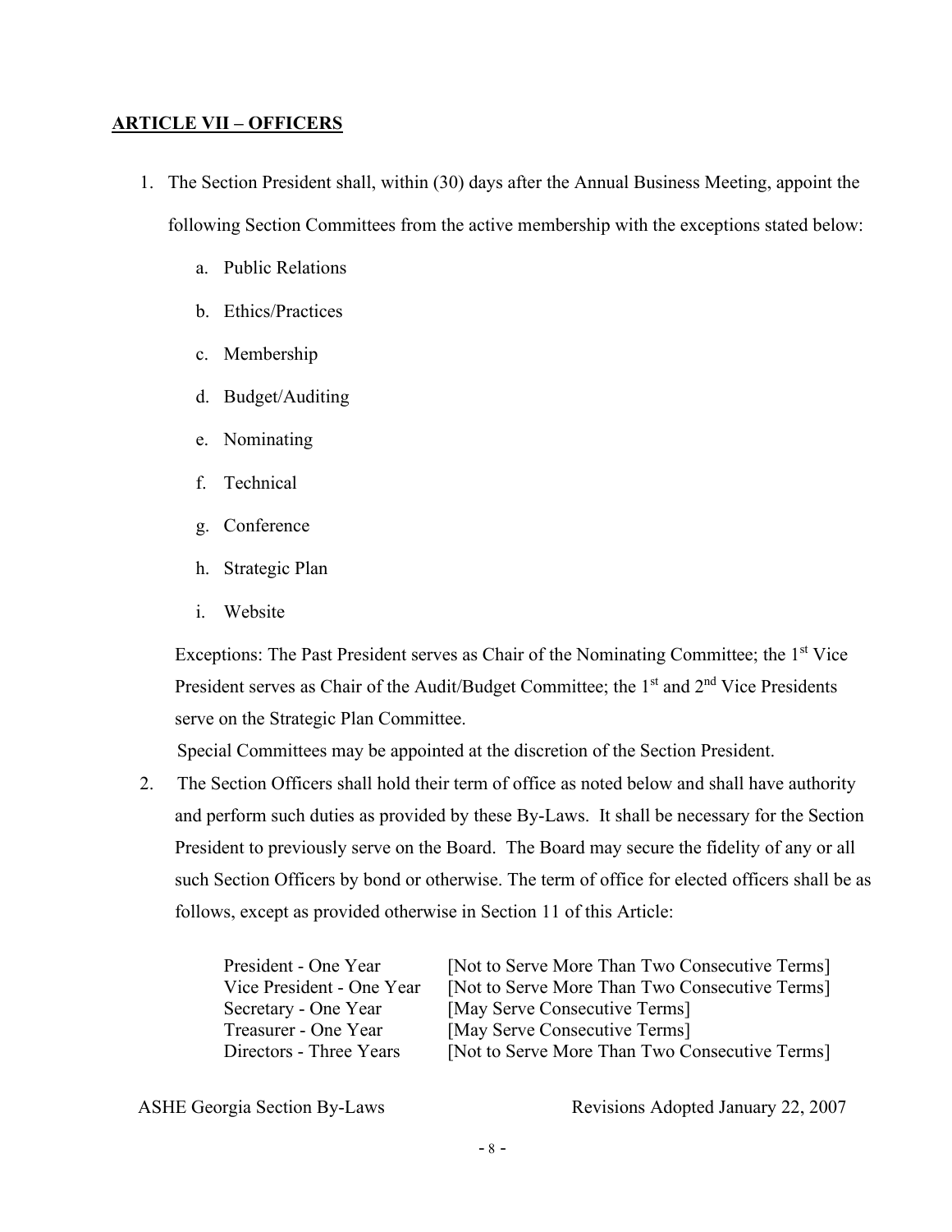## **ARTICLE VII – OFFICERS**

1. The Section President shall, within (30) days after the Annual Business Meeting, appoint the following Section Committees from the active membership with the exceptions stated below:
   a. Public Relations
   b. Ethics/Practices
   c. Membership
   d. Budget/Auditing
   e. Nominating
   f. Technical
   g. Conference
   h. Strategic Plan
   i. Website

   Exceptions: The Past President serves as Chair of the Nominating Committee; the 1st Vice President serves as Chair of the Audit/Budget Committee; the 1st and 2nd Vice Presidents serve on the Strategic Plan Committee.

   Special Committees may be appointed at the discretion of the Section President.

2. The Section Officers shall hold their term of office as noted below and shall have authority and perform such duties as provided by these By-Laws. It shall be necessary for the Section President to previously serve on the Board. The Board may secure the fidelity of any or all such Section Officers by bond or otherwise. The term of office for elected officers shall be as follows, except as provided otherwise in Section 11 of this Article:

| | |
|---|---|
| President - One Year | [Not to Serve More Than Two Consecutive Terms] |
| Vice President - One Year | [Not to Serve More Than Two Consecutive Terms] |
| Secretary - One Year | [May Serve Consecutive Terms] |
| Treasurer - One Year | [May Serve Consecutive Terms] |
| Directors - Three Years | [Not to Serve More Than Two Consecutive Terms] |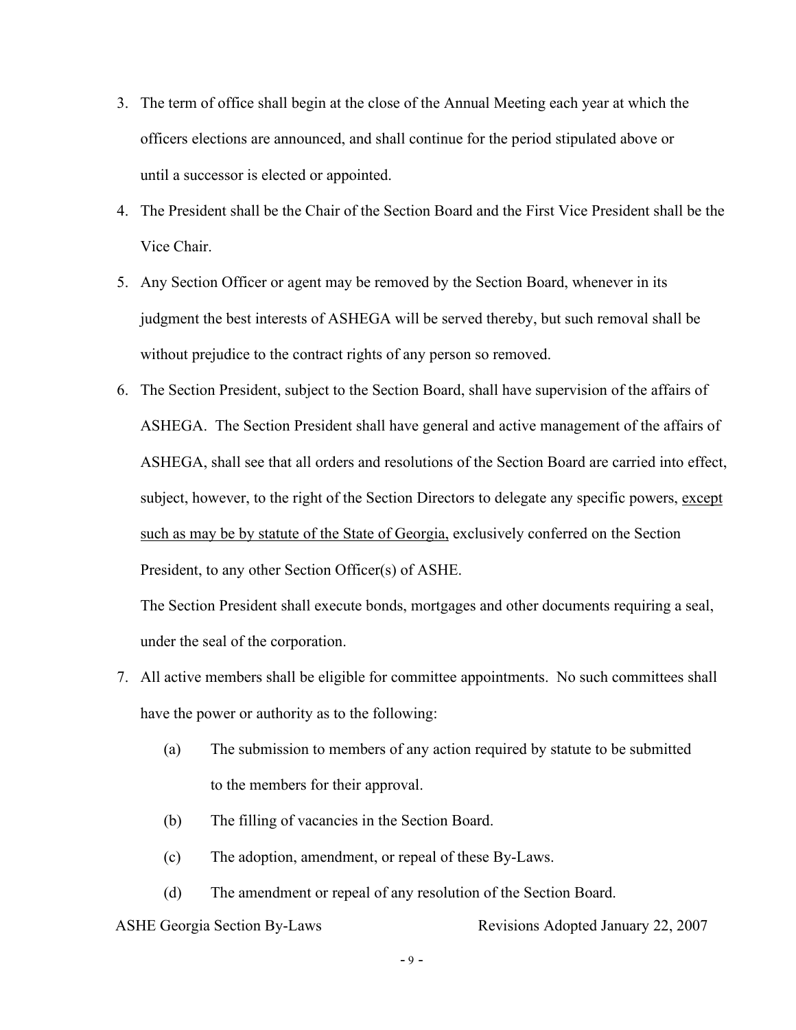3. The term of office shall begin at the close of the Annual Meeting each year at which the officers elections are announced, and shall continue for the period stipulated above or until a successor is elected or appointed.
4. The President shall be the Chair of the Section Board and the First Vice President shall be the Vice Chair.
5. Any Section Officer or agent may be removed by the Section Board, whenever in its judgment the best interests of ASHEGA will be served thereby, but such removal shall be without prejudice to the contract rights of any person so removed.
6. The Section President, subject to the Section Board, shall have supervision of the affairs of ASHEGA. The Section President shall have general and active management of the affairs of ASHEGA, shall see that all orders and resolutions of the Section Board are carried into effect, subject, however, to the right of the Section Directors to delegate any specific powers, <u>except such as may be by statute of the State of Georgia,</u> exclusively conferred on the Section President, to any other Section Officer(s) of ASHE.

   The Section President shall execute bonds, mortgages and other documents requiring a seal, under the seal of the corporation.
7. All active members shall be eligible for committee appointments. No such committees shall have the power or authority as to the following:
   - (a) The submission to members of any action required by statute to be submitted to the members for their approval.
   - (b) The filling of vacancies in the Section Board.
   - (c) The adoption, amendment, or repeal of these By-Laws.
   - (d) The amendment or repeal of any resolution of the Section Board.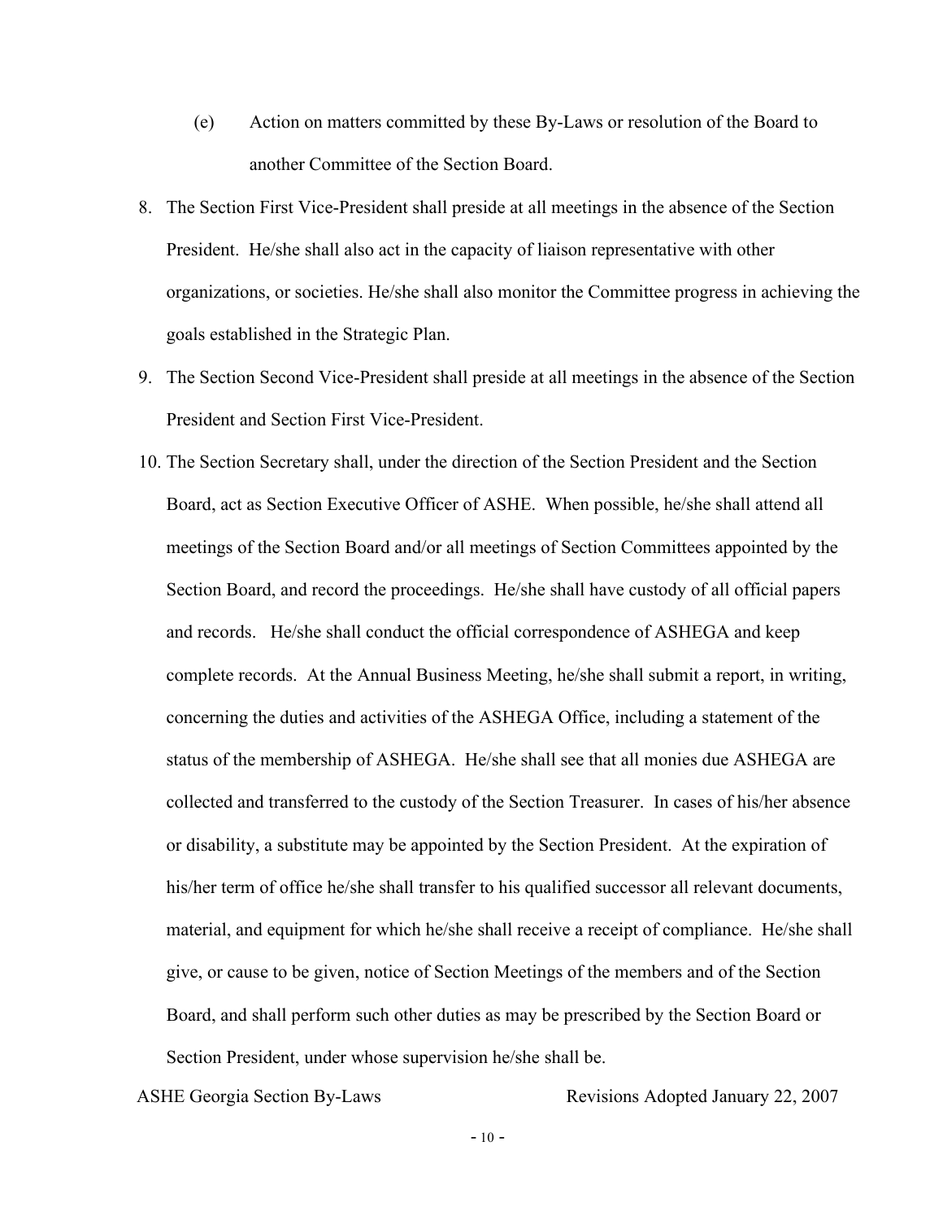(e) Action on matters committed by these By-Laws or resolution of the Board to another Committee of the Section Board.

8. The Section First Vice-President shall preside at all meetings in the absence of the Section President. He/she shall also act in the capacity of liaison representative with other organizations, or societies. He/she shall also monitor the Committee progress in achieving the goals established in the Strategic Plan.

9. The Section Second Vice-President shall preside at all meetings in the absence of the Section President and Section First Vice-President.

10. The Section Secretary shall, under the direction of the Section President and the Section Board, act as Section Executive Officer of ASHE. When possible, he/she shall attend all meetings of the Section Board and/or all meetings of Section Committees appointed by the Section Board, and record the proceedings. He/she shall have custody of all official papers and records. He/she shall conduct the official correspondence of ASHEGA and keep complete records. At the Annual Business Meeting, he/she shall submit a report, in writing, concerning the duties and activities of the ASHEGA Office, including a statement of the status of the membership of ASHEGA. He/she shall see that all monies due ASHEGA are collected and transferred to the custody of the Section Treasurer. In cases of his/her absence or disability, a substitute may be appointed by the Section President. At the expiration of his/her term of office he/she shall transfer to his qualified successor all relevant documents, material, and equipment for which he/she shall receive a receipt of compliance. He/she shall give, or cause to be given, notice of Section Meetings of the members and of the Section Board, and shall perform such other duties as may be prescribed by the Section Board or Section President, under whose supervision he/she shall be.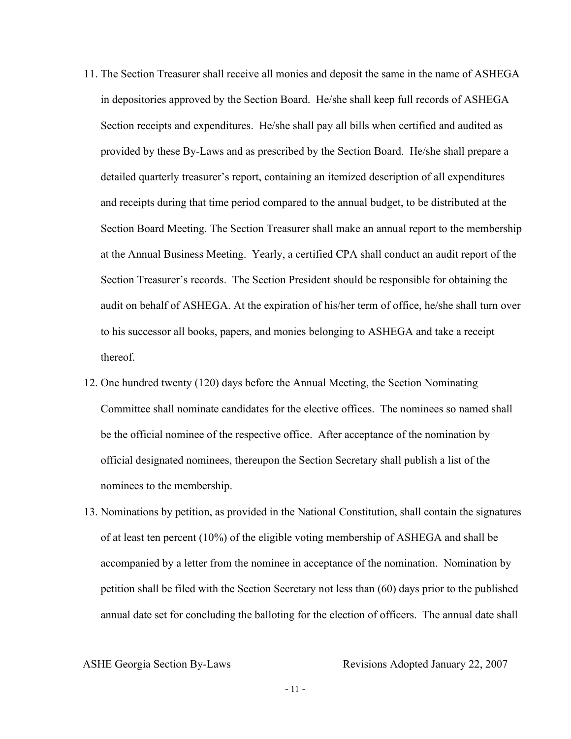11. The Section Treasurer shall receive all monies and deposit the same in the name of ASHEGA in depositories approved by the Section Board. He/she shall keep full records of ASHEGA Section receipts and expenditures. He/she shall pay all bills when certified and audited as provided by these By-Laws and as prescribed by the Section Board. He/she shall prepare a detailed quarterly treasurer's report, containing an itemized description of all expenditures and receipts during that time period compared to the annual budget, to be distributed at the Section Board Meeting. The Section Treasurer shall make an annual report to the membership at the Annual Business Meeting. Yearly, a certified CPA shall conduct an audit report of the Section Treasurer's records. The Section President should be responsible for obtaining the audit on behalf of ASHEGA. At the expiration of his/her term of office, he/she shall turn over to his successor all books, papers, and monies belonging to ASHEGA and take a receipt thereof.
12. One hundred twenty (120) days before the Annual Meeting, the Section Nominating Committee shall nominate candidates for the elective offices. The nominees so named shall be the official nominee of the respective office. After acceptance of the nomination by official designated nominees, thereupon the Section Secretary shall publish a list of the nominees to the membership.
13. Nominations by petition, as provided in the National Constitution, shall contain the signatures of at least ten percent (10%) of the eligible voting membership of ASHEGA and shall be accompanied by a letter from the nominee in acceptance of the nomination. Nomination by petition shall be filed with the Section Secretary not less than (60) days prior to the published annual date set for concluding the balloting for the election of officers. The annual date shall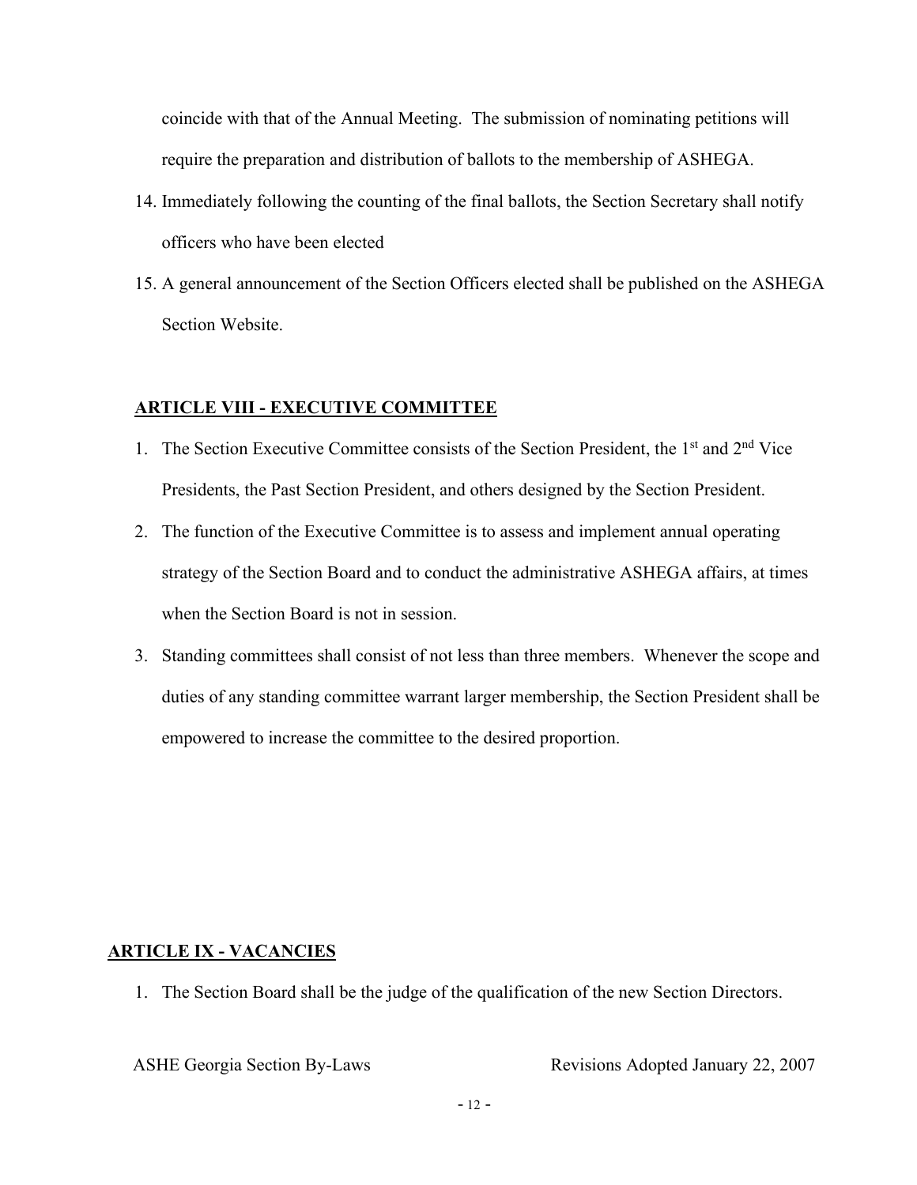coincide with that of the Annual Meeting. The submission of nominating petitions will require the preparation and distribution of ballots to the membership of ASHEGA.

14. Immediately following the counting of the final ballots, the Section Secretary shall notify officers who have been elected
15. A general announcement of the Section Officers elected shall be published on the ASHEGA Section Website.

## ARTICLE VIII - EXECUTIVE COMMITTEE

1. The Section Executive Committee consists of the Section President, the 1st and 2nd Vice Presidents, the Past Section President, and others designed by the Section President.
2. The function of the Executive Committee is to assess and implement annual operating strategy of the Section Board and to conduct the administrative ASHEGA affairs, at times when the Section Board is not in session.
3. Standing committees shall consist of not less than three members. Whenever the scope and duties of any standing committee warrant larger membership, the Section President shall be empowered to increase the committee to the desired proportion.

## ARTICLE IX - VACANCIES

1. The Section Board shall be the judge of the qualification of the new Section Directors.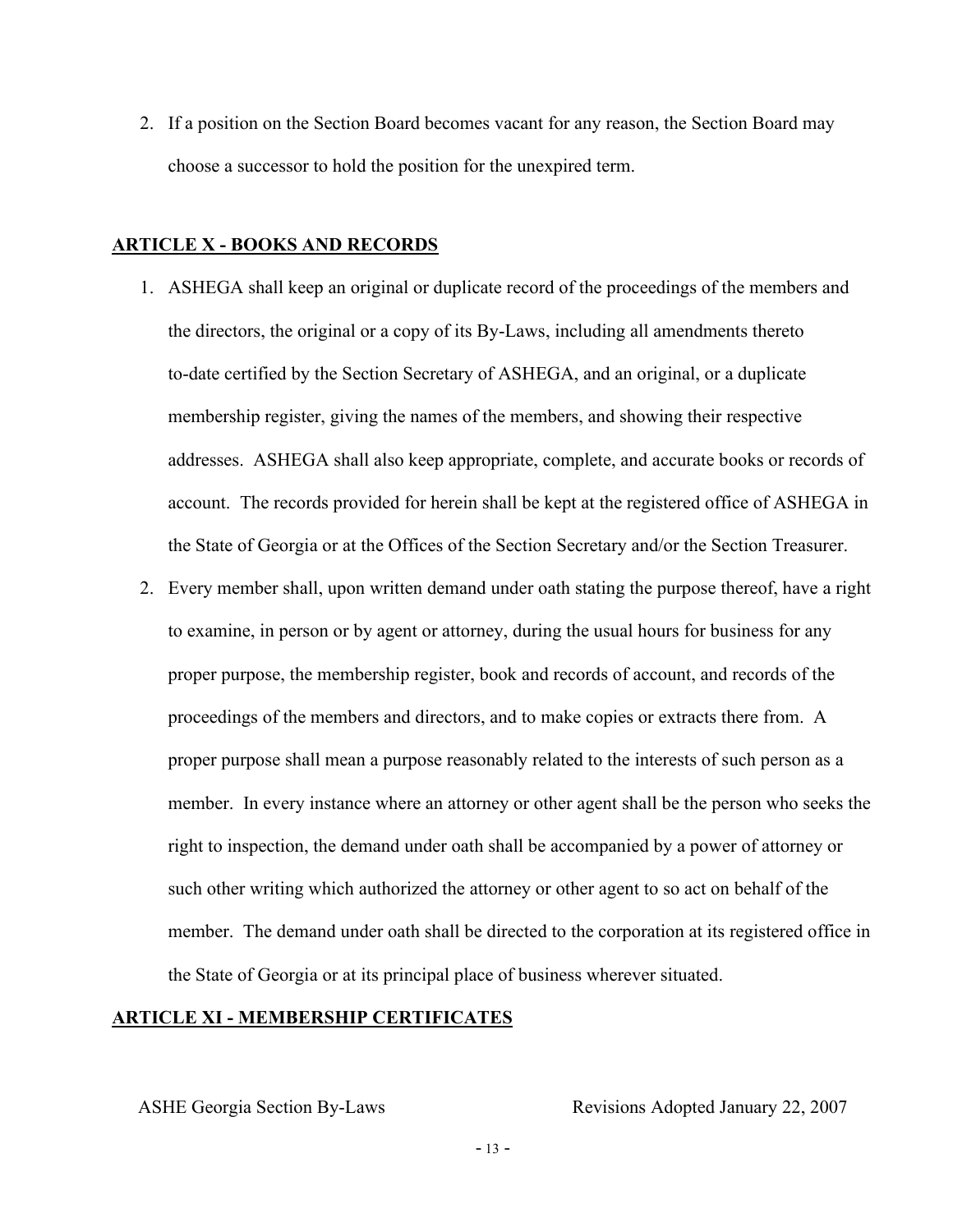2. If a position on the Section Board becomes vacant for any reason, the Section Board may choose a successor to hold the position for the unexpired term.

## ARTICLE X - BOOKS AND RECORDS

1. ASHEGA shall keep an original or duplicate record of the proceedings of the members and the directors, the original or a copy of its By-Laws, including all amendments thereto to-date certified by the Section Secretary of ASHEGA, and an original, or a duplicate membership register, giving the names of the members, and showing their respective addresses. ASHEGA shall also keep appropriate, complete, and accurate books or records of account. The records provided for herein shall be kept at the registered office of ASHEGA in the State of Georgia or at the Offices of the Section Secretary and/or the Section Treasurer.
2. Every member shall, upon written demand under oath stating the purpose thereof, have a right to examine, in person or by agent or attorney, during the usual hours for business for any proper purpose, the membership register, book and records of account, and records of the proceedings of the members and directors, and to make copies or extracts there from. A proper purpose shall mean a purpose reasonably related to the interests of such person as a member. In every instance where an attorney or other agent shall be the person who seeks the right to inspection, the demand under oath shall be accompanied by a power of attorney or such other writing which authorized the attorney or other agent to so act on behalf of the member. The demand under oath shall be directed to the corporation at its registered office in the State of Georgia or at its principal place of business wherever situated.

## ARTICLE XI - MEMBERSHIP CERTIFICATES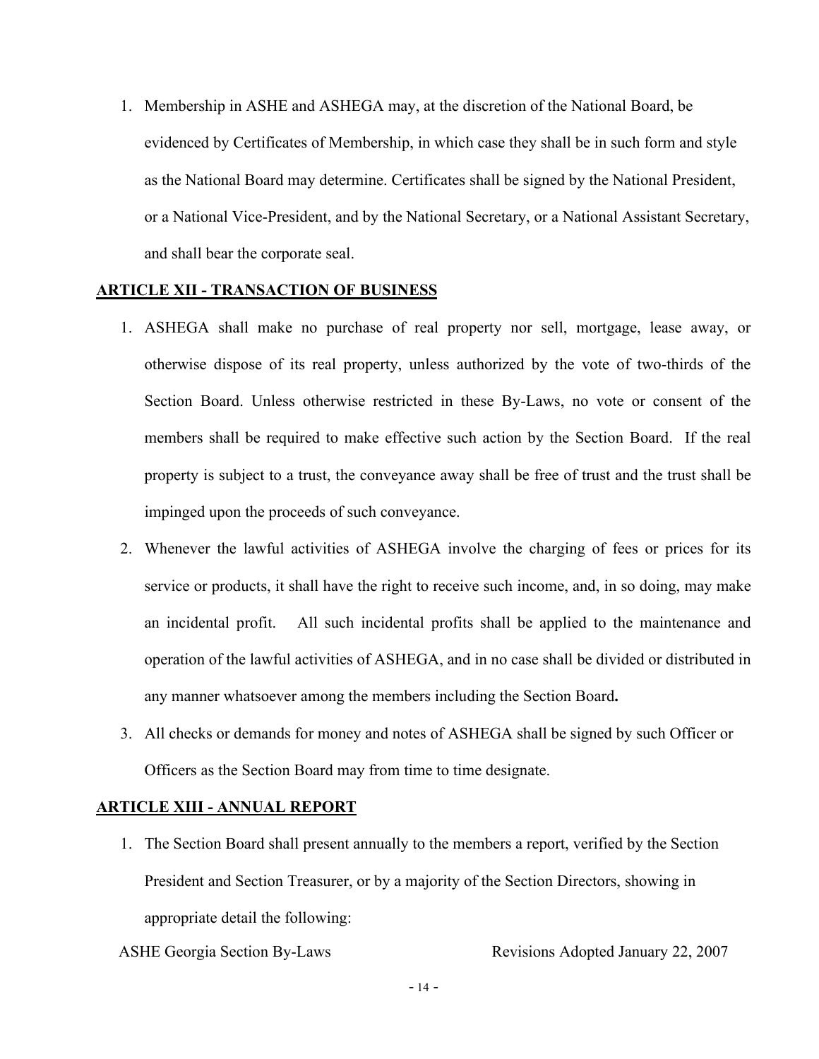1. Membership in ASHE and ASHEGA may, at the discretion of the National Board, be evidenced by Certificates of Membership, in which case they shall be in such form and style as the National Board may determine. Certificates shall be signed by the National President, or a National Vice-President, and by the National Secretary, or a National Assistant Secretary, and shall bear the corporate seal.

## **ARTICLE XII - TRANSACTION OF BUSINESS**

1. ASHEGA shall make no purchase of real property nor sell, mortgage, lease away, or otherwise dispose of its real property, unless authorized by the vote of two-thirds of the Section Board. Unless otherwise restricted in these By-Laws, no vote or consent of the members shall be required to make effective such action by the Section Board. If the real property is subject to a trust, the conveyance away shall be free of trust and the trust shall be impinged upon the proceeds of such conveyance.
2. Whenever the lawful activities of ASHEGA involve the charging of fees or prices for its service or products, it shall have the right to receive such income, and, in so doing, may make an incidental profit. All such incidental profits shall be applied to the maintenance and operation of the lawful activities of ASHEGA, and in no case shall be divided or distributed in any manner whatsoever among the members including the Section Board.
3. All checks or demands for money and notes of ASHEGA shall be signed by such Officer or Officers as the Section Board may from time to time designate.

## **ARTICLE XIII - ANNUAL REPORT**

1. The Section Board shall present annually to the members a report, verified by the Section President and Section Treasurer, or by a majority of the Section Directors, showing in appropriate detail the following: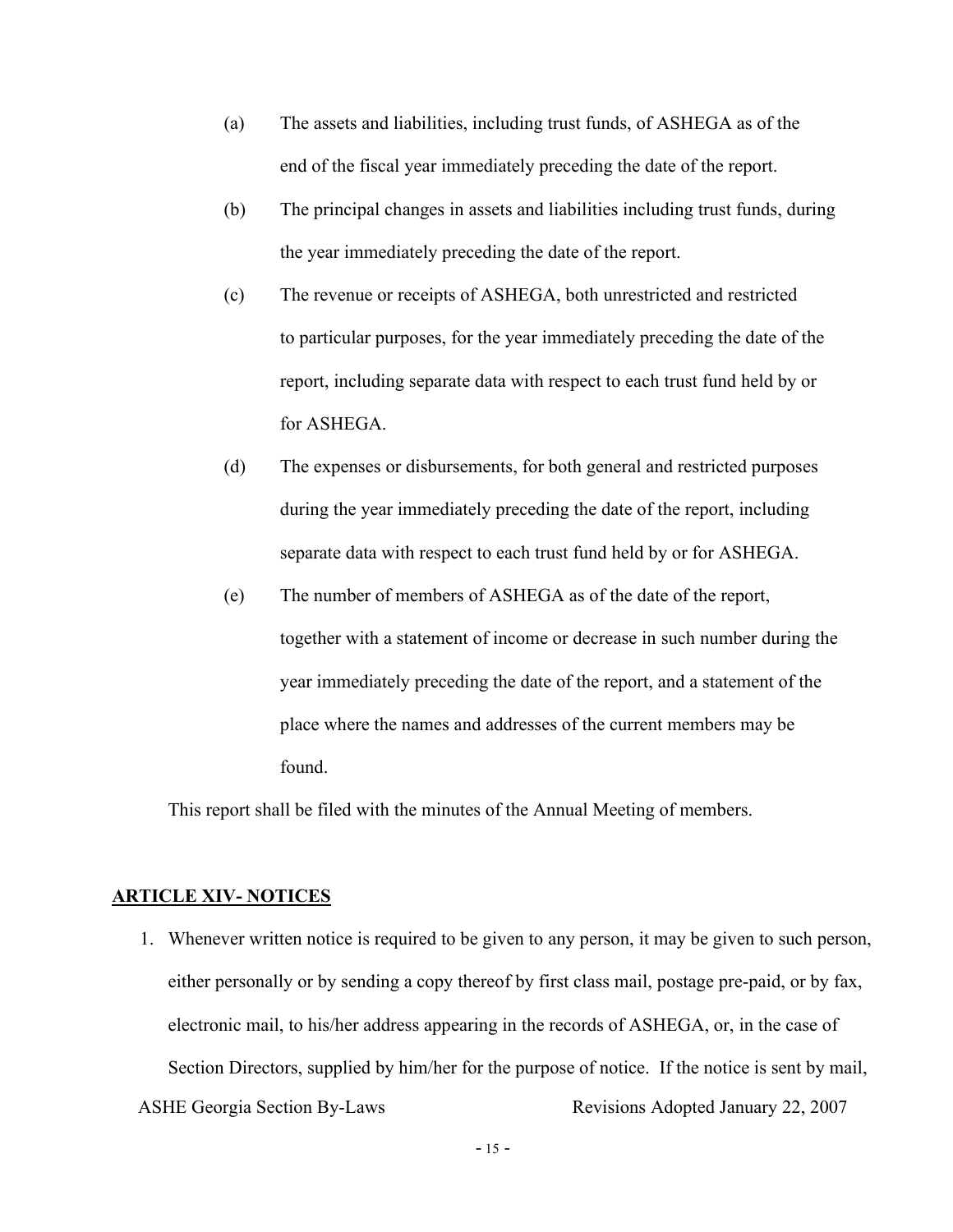(a) The assets and liabilities, including trust funds, of ASHEGA as of the end of the fiscal year immediately preceding the date of the report.

(b) The principal changes in assets and liabilities including trust funds, during the year immediately preceding the date of the report.

(c) The revenue or receipts of ASHEGA, both unrestricted and restricted to particular purposes, for the year immediately preceding the date of the report, including separate data with respect to each trust fund held by or for ASHEGA.

(d) The expenses or disbursements, for both general and restricted purposes during the year immediately preceding the date of the report, including separate data with respect to each trust fund held by or for ASHEGA.

(e) The number of members of ASHEGA as of the date of the report, together with a statement of income or decrease in such number during the year immediately preceding the date of the report, and a statement of the place where the names and addresses of the current members may be found.

This report shall be filed with the minutes of the Annual Meeting of members.

## ARTICLE XIV- NOTICES

1. Whenever written notice is required to be given to any person, it may be given to such person, either personally or by sending a copy thereof by first class mail, postage pre-paid, or by fax, electronic mail, to his/her address appearing in the records of ASHEGA, or, in the case of Section Directors, supplied by him/her for the purpose of notice. If the notice is sent by mail,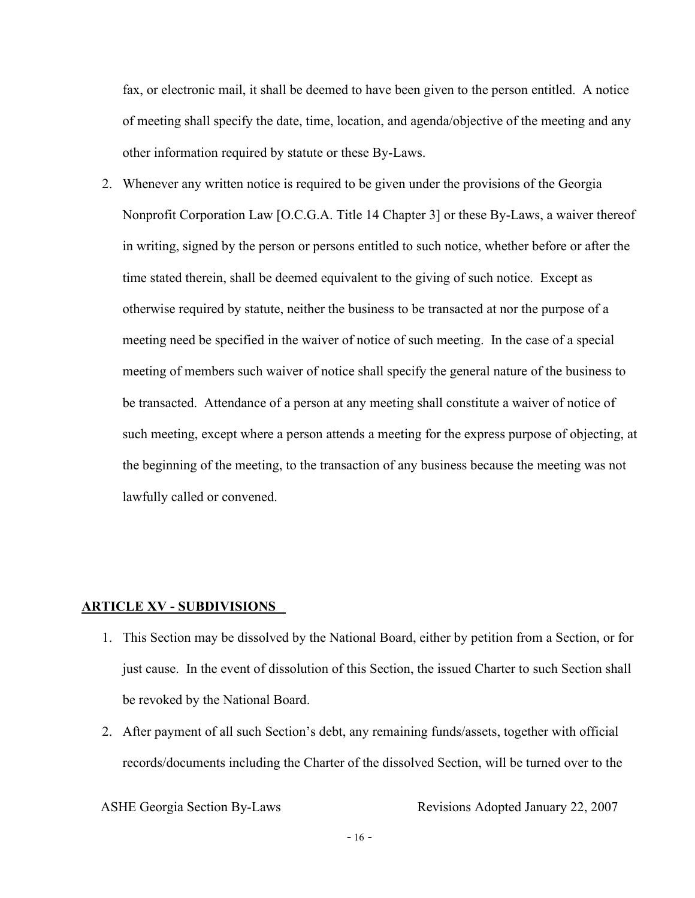fax, or electronic mail, it shall be deemed to have been given to the person entitled. A notice of meeting shall specify the date, time, location, and agenda/objective of the meeting and any other information required by statute or these By-Laws.

2. Whenever any written notice is required to be given under the provisions of the Georgia Nonprofit Corporation Law [O.C.G.A. Title 14 Chapter 3] or these By-Laws, a waiver thereof in writing, signed by the person or persons entitled to such notice, whether before or after the time stated therein, shall be deemed equivalent to the giving of such notice. Except as otherwise required by statute, neither the business to be transacted at nor the purpose of a meeting need be specified in the waiver of notice of such meeting. In the case of a special meeting of members such waiver of notice shall specify the general nature of the business to be transacted. Attendance of a person at any meeting shall constitute a waiver of notice of such meeting, except where a person attends a meeting for the express purpose of objecting, at the beginning of the meeting, to the transaction of any business because the meeting was not lawfully called or convened.

## ARTICLE XV - SUBDIVISIONS

1. This Section may be dissolved by the National Board, either by petition from a Section, or for just cause. In the event of dissolution of this Section, the issued Charter to such Section shall be revoked by the National Board.
2. After payment of all such Section's debt, any remaining funds/assets, together with official records/documents including the Charter of the dissolved Section, will be turned over to the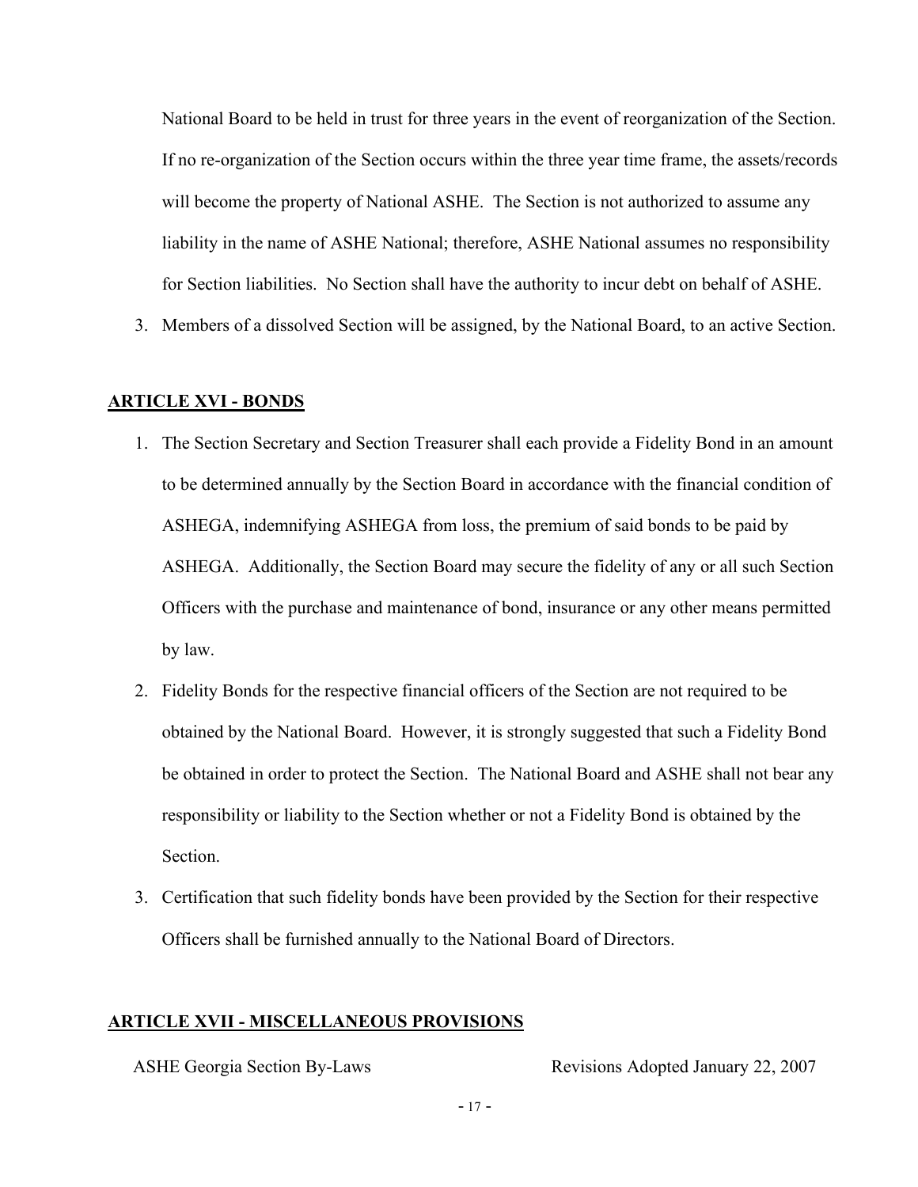National Board to be held in trust for three years in the event of reorganization of the Section. If no re-organization of the Section occurs within the three year time frame, the assets/records will become the property of National ASHE. The Section is not authorized to assume any liability in the name of ASHE National; therefore, ASHE National assumes no responsibility for Section liabilities. No Section shall have the authority to incur debt on behalf of ASHE.

3. Members of a dissolved Section will be assigned, by the National Board, to an active Section.

## ARTICLE XVI - BONDS

1. The Section Secretary and Section Treasurer shall each provide a Fidelity Bond in an amount to be determined annually by the Section Board in accordance with the financial condition of ASHEGA, indemnifying ASHEGA from loss, the premium of said bonds to be paid by ASHEGA. Additionally, the Section Board may secure the fidelity of any or all such Section Officers with the purchase and maintenance of bond, insurance or any other means permitted by law.
2. Fidelity Bonds for the respective financial officers of the Section are not required to be obtained by the National Board. However, it is strongly suggested that such a Fidelity Bond be obtained in order to protect the Section. The National Board and ASHE shall not bear any responsibility or liability to the Section whether or not a Fidelity Bond is obtained by the Section.
3. Certification that such fidelity bonds have been provided by the Section for their respective Officers shall be furnished annually to the National Board of Directors.

## ARTICLE XVII - MISCELLANEOUS PROVISIONS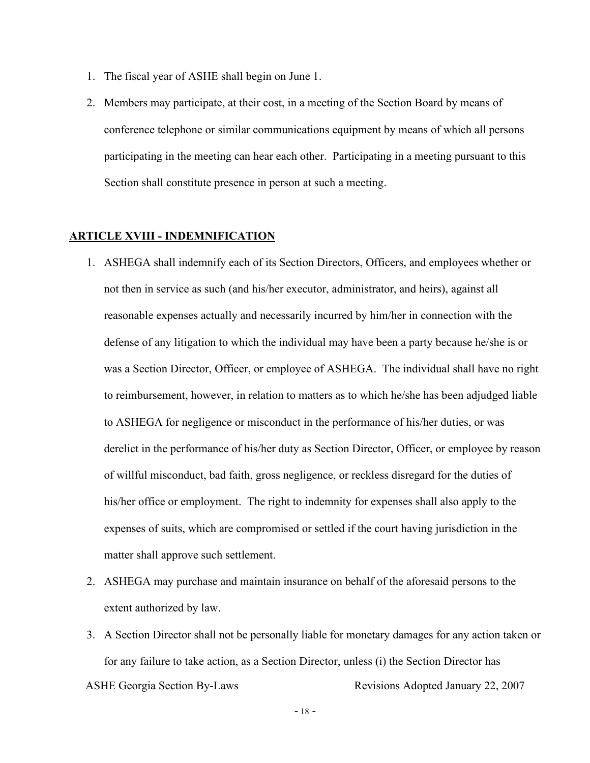1. The fiscal year of ASHE shall begin on June 1.
2. Members may participate, at their cost, in a meeting of the Section Board by means of conference telephone or similar communications equipment by means of which all persons participating in the meeting can hear each other. Participating in a meeting pursuant to this Section shall constitute presence in person at such a meeting.

## ARTICLE XVIII - INDEMNIFICATION

1. ASHEGA shall indemnify each of its Section Directors, Officers, and employees whether or not then in service as such (and his/her executor, administrator, and heirs), against all reasonable expenses actually and necessarily incurred by him/her in connection with the defense of any litigation to which the individual may have been a party because he/she is or was a Section Director, Officer, or employee of ASHEGA. The individual shall have no right to reimbursement, however, in relation to matters as to which he/she has been adjudged liable to ASHEGA for negligence or misconduct in the performance of his/her duties, or was derelict in the performance of his/her duty as Section Director, Officer, or employee by reason of willful misconduct, bad faith, gross negligence, or reckless disregard for the duties of his/her office or employment. The right to indemnity for expenses shall also apply to the expenses of suits, which are compromised or settled if the court having jurisdiction in the matter shall approve such settlement.
2. ASHEGA may purchase and maintain insurance on behalf of the aforesaid persons to the extent authorized by law.
3. A Section Director shall not be personally liable for monetary damages for any action taken or for any failure to take action, as a Section Director, unless (i) the Section Director has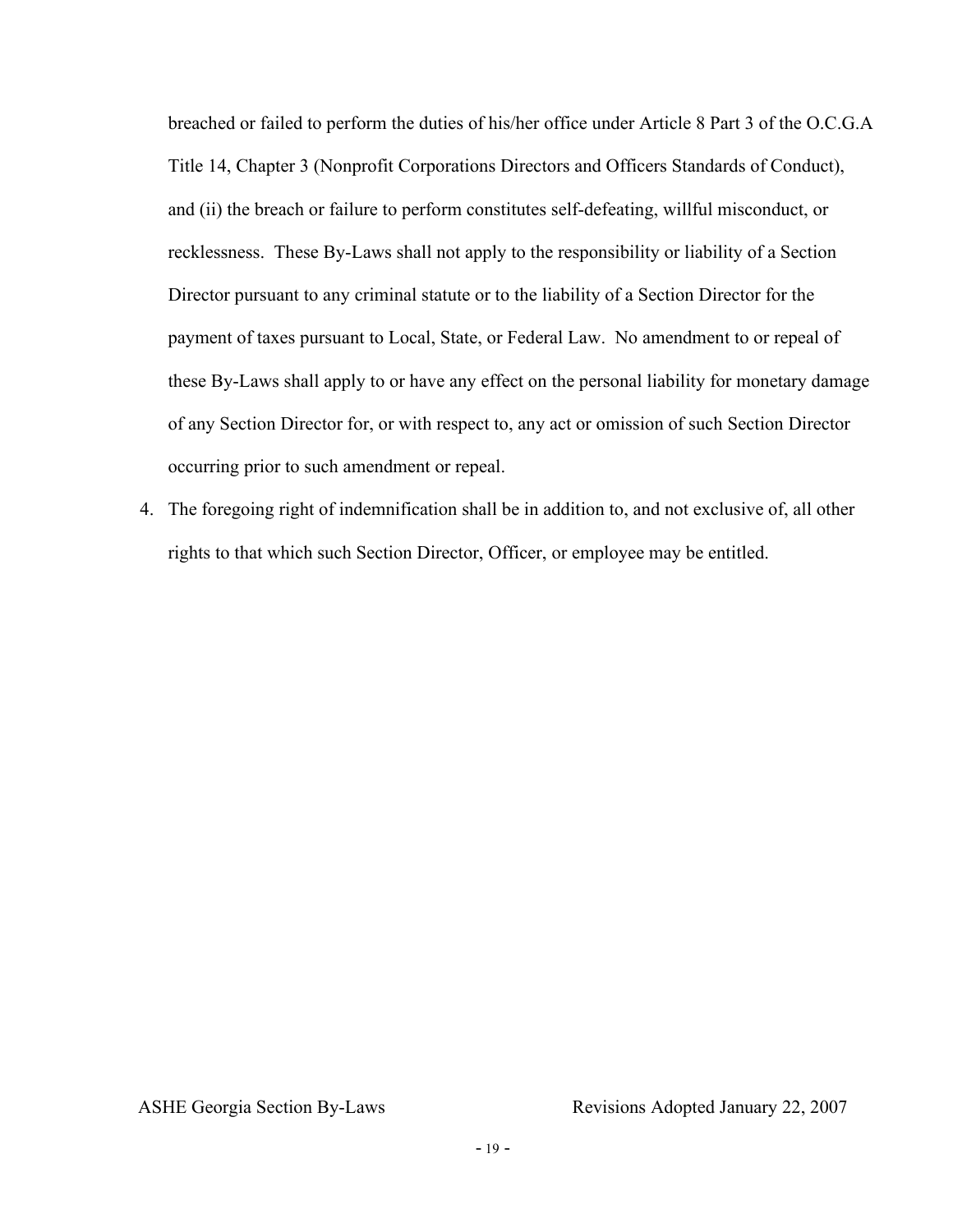breached or failed to perform the duties of his/her office under Article 8 Part 3 of the O.C.G.A Title 14, Chapter 3 (Nonprofit Corporations Directors and Officers Standards of Conduct), and (ii) the breach or failure to perform constitutes self-defeating, willful misconduct, or recklessness. These By-Laws shall not apply to the responsibility or liability of a Section Director pursuant to any criminal statute or to the liability of a Section Director for the payment of taxes pursuant to Local, State, or Federal Law. No amendment to or repeal of these By-Laws shall apply to or have any effect on the personal liability for monetary damage of any Section Director for, or with respect to, any act or omission of such Section Director occurring prior to such amendment or repeal.

4. The foregoing right of indemnification shall be in addition to, and not exclusive of, all other rights to that which such Section Director, Officer, or employee may be entitled.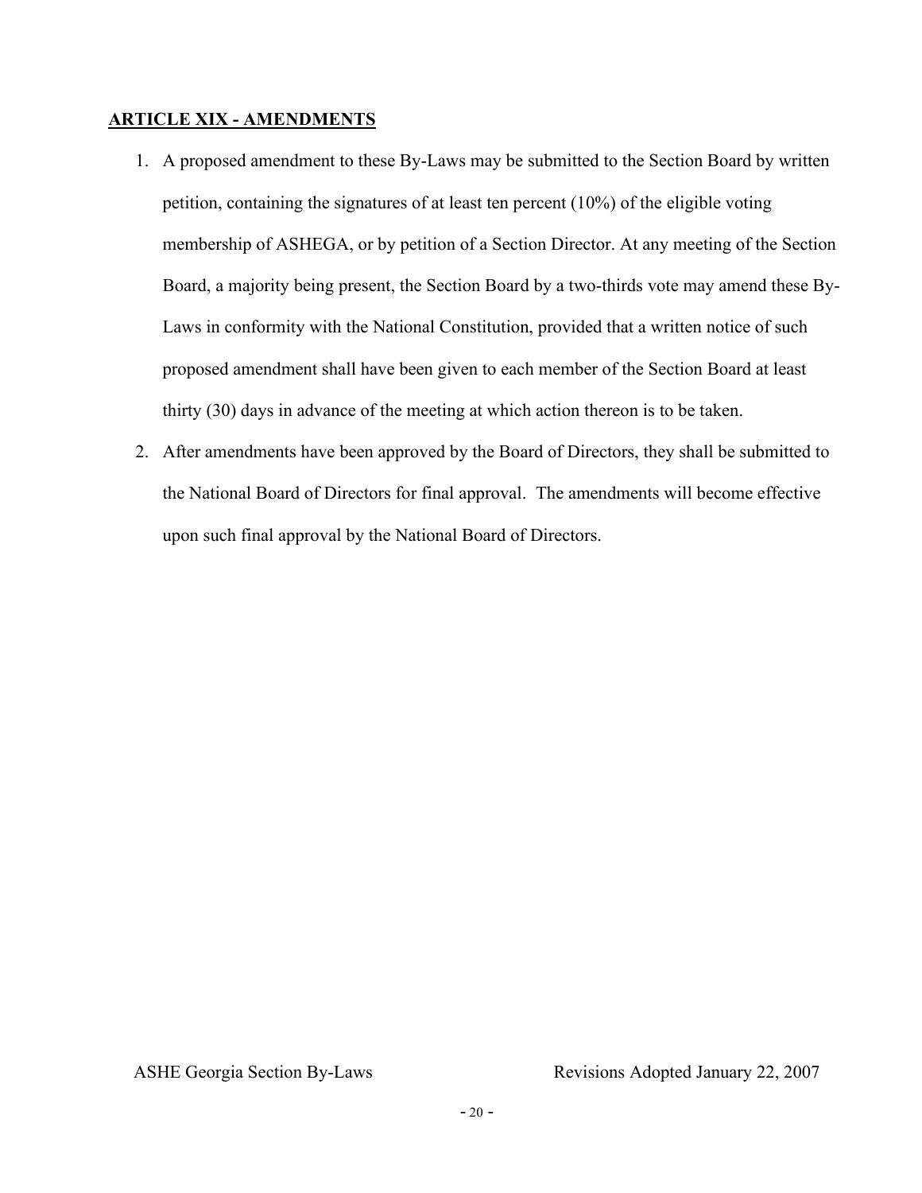## ARTICLE XIX - AMENDMENTS

1. A proposed amendment to these By-Laws may be submitted to the Section Board by written petition, containing the signatures of at least ten percent (10%) of the eligible voting membership of ASHEGA, or by petition of a Section Director. At any meeting of the Section Board, a majority being present, the Section Board by a two-thirds vote may amend these By-Laws in conformity with the National Constitution, provided that a written notice of such proposed amendment shall have been given to each member of the Section Board at least thirty (30) days in advance of the meeting at which action thereon is to be taken.
2. After amendments have been approved by the Board of Directors, they shall be submitted to the National Board of Directors for final approval. The amendments will become effective upon such final approval by the National Board of Directors.